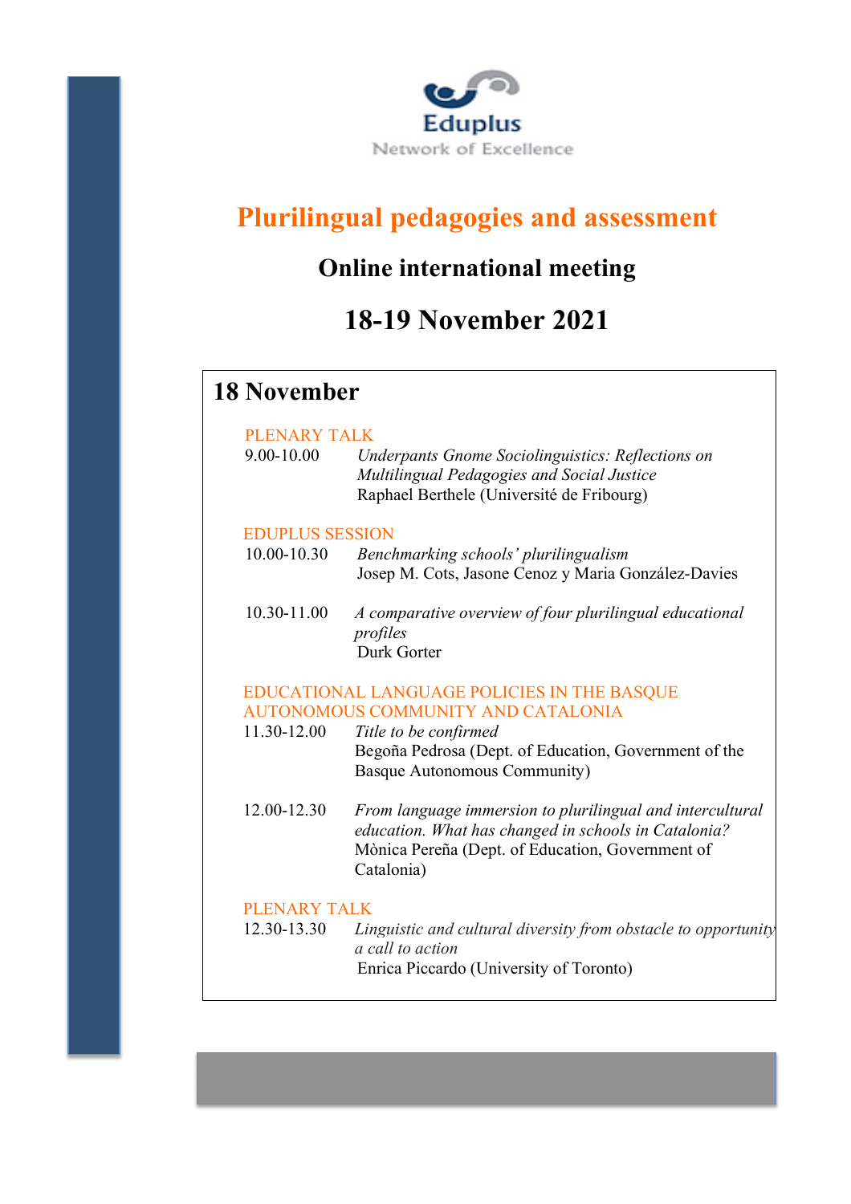Eduplus

Network of Excellence

# Plurilingual pedagogies and assessment

## Online international meeting

## 18-19 November 2021

### 18 November

PLENARY TALK

9.00-10.00 *Underpants Gnome Sociolinguistics: Reflections on Multilingual Pedagogies and Social Justice*
Raphael Berthele (Université de Fribourg)

EDUPLUS SESSION

10.00-10.30 *Benchmarking schools' plurilingualism*
Josep M. Cots, Jasone Cenoz y Maria González-Davies

10.30-11.00 *A comparative overview of four plurilingual educational profiles*
Durk Gorter

EDUCATIONAL LANGUAGE POLICIES IN THE BASQUE AUTONOMOUS COMMUNITY AND CATALONIA

11.30-12.00 *Title to be confirmed*
Begoña Pedrosa (Dept. of Education, Government of the Basque Autonomous Community)

12.00-12.30 *From language immersion to plurilingual and intercultural education. What has changed in schools in Catalonia?*
Mònica Pereña (Dept. of Education, Government of Catalonia)

PLENARY TALK

12.30-13.30 *Linguistic and cultural diversity from obstacle to opportunity a call to action*
Enrica Piccardo (University of Toronto)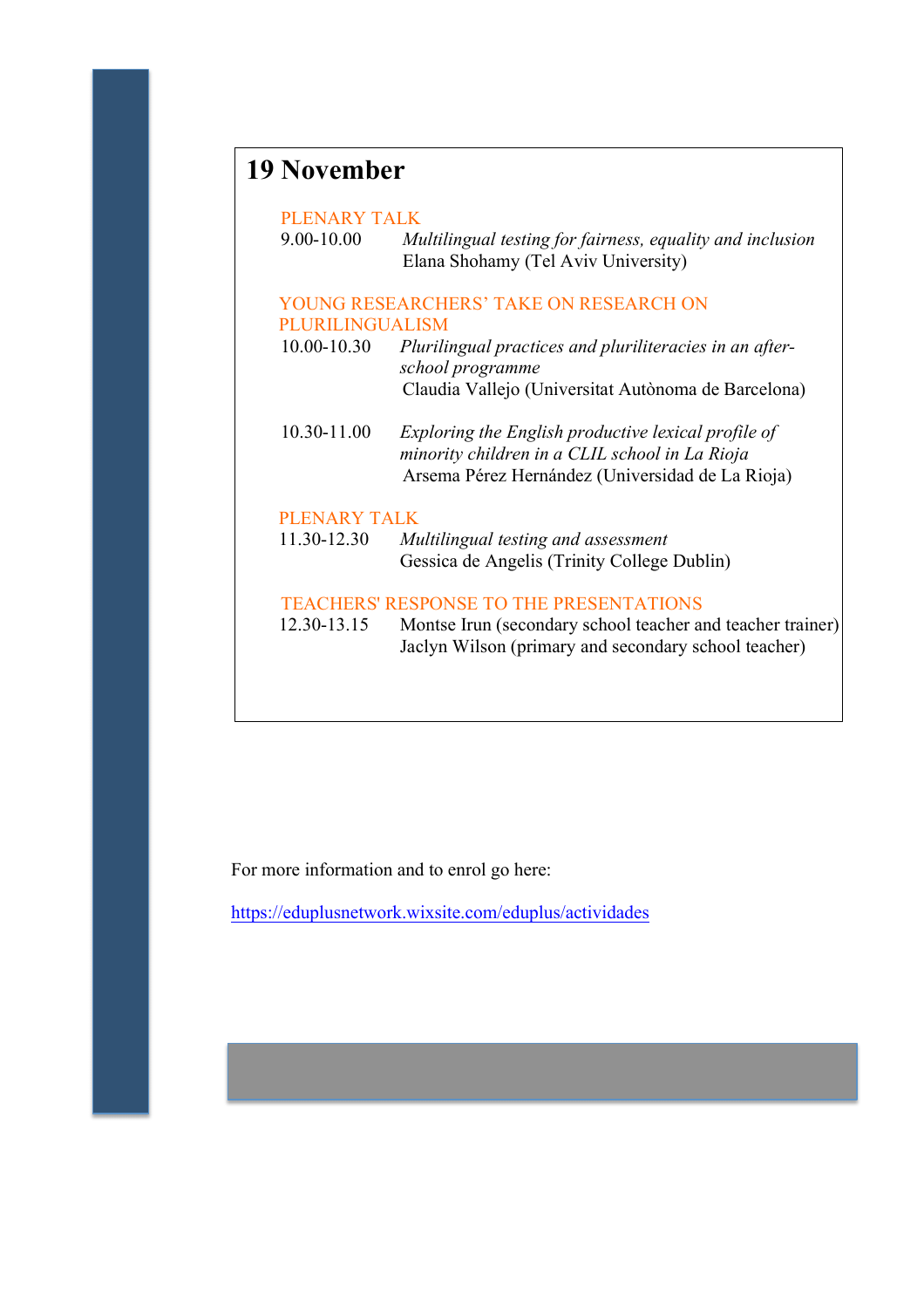## 19 November

PLENARY TALK

9.00-10.00 *Multilingual testing for fairness, equality and inclusion*
Elana Shohamy (Tel Aviv University)

YOUNG RESEARCHERS' TAKE ON RESEARCH ON PLURILINGUALISM

10.00-10.30 *Plurilingual practices and pluriliteracies in an after-school programme*
Claudia Vallejo (Universitat Autònoma de Barcelona)

10.30-11.00 *Exploring the English productive lexical profile of minority children in a CLIL school in La Rioja*
Arsema Pérez Hernández (Universidad de La Rioja)

PLENARY TALK

11.30-12.30 *Multilingual testing and assessment*
Gessica de Angelis (Trinity College Dublin)

TEACHERS' RESPONSE TO THE PRESENTATIONS

12.30-13.15 Montse Irun (secondary school teacher and teacher trainer)
Jaclyn Wilson (primary and secondary school teacher)

For more information and to enrol go here:

https://eduplusnetwork.wixsite.com/eduplus/actividades